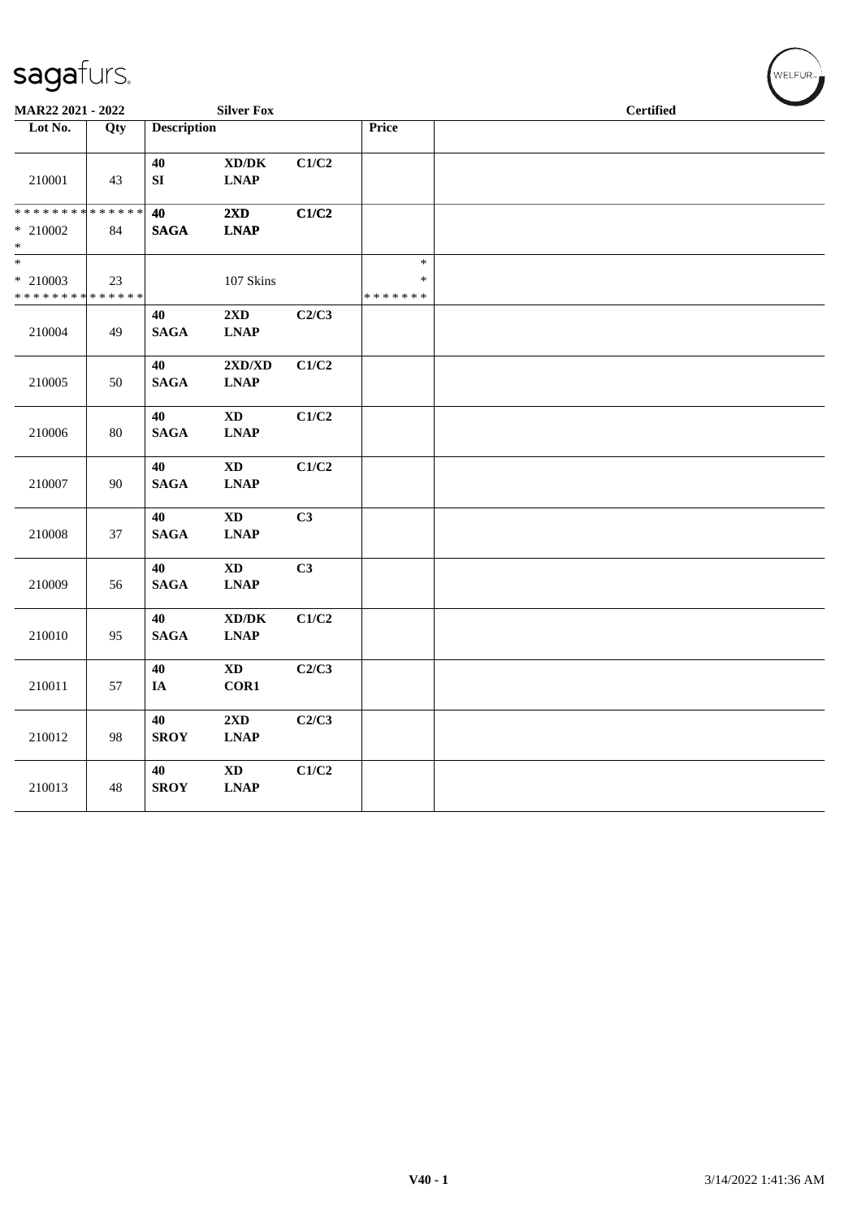sagafurs.

**MAR22 2021 - 2022** **Silver Fox** **Certified**

| Lot No. | Qty | Description | | | Price | |
|---|---|---|---|---|---|---|
| 210001 | 43 | 40 SI | XD/DK LNAP | C1/C2 | | |
| * * * * * * * * * * * * * * 210002 * | 84 | 40 SAGA | 2XD LNAP | C1/C2 | | |
| * * 210003 * * * * * * * * * * * * * * | 23 | | 107 Skins | | * * * * * * * * * | |
| 210004 | 49 | 40 SAGA | 2XD LNAP | C2/C3 | | |
| 210005 | 50 | 40 SAGA | 2XD/XD LNAP | C1/C2 | | |
| 210006 | 80 | 40 SAGA | XD LNAP | C1/C2 | | |
| 210007 | 90 | 40 SAGA | XD LNAP | C1/C2 | | |
| 210008 | 37 | 40 SAGA | XD LNAP | C3 | | |
| 210009 | 56 | 40 SAGA | XD LNAP | C3 | | |
| 210010 | 95 | 40 SAGA | XD/DK LNAP | C1/C2 | | |
| 210011 | 57 | 40 IA | XD COR1 | C2/C3 | | |
| 210012 | 98 | 40 SROY | 2XD LNAP | C2/C3 | | |
| 210013 | 48 | 40 SROY | XD LNAP | C1/C2 | | |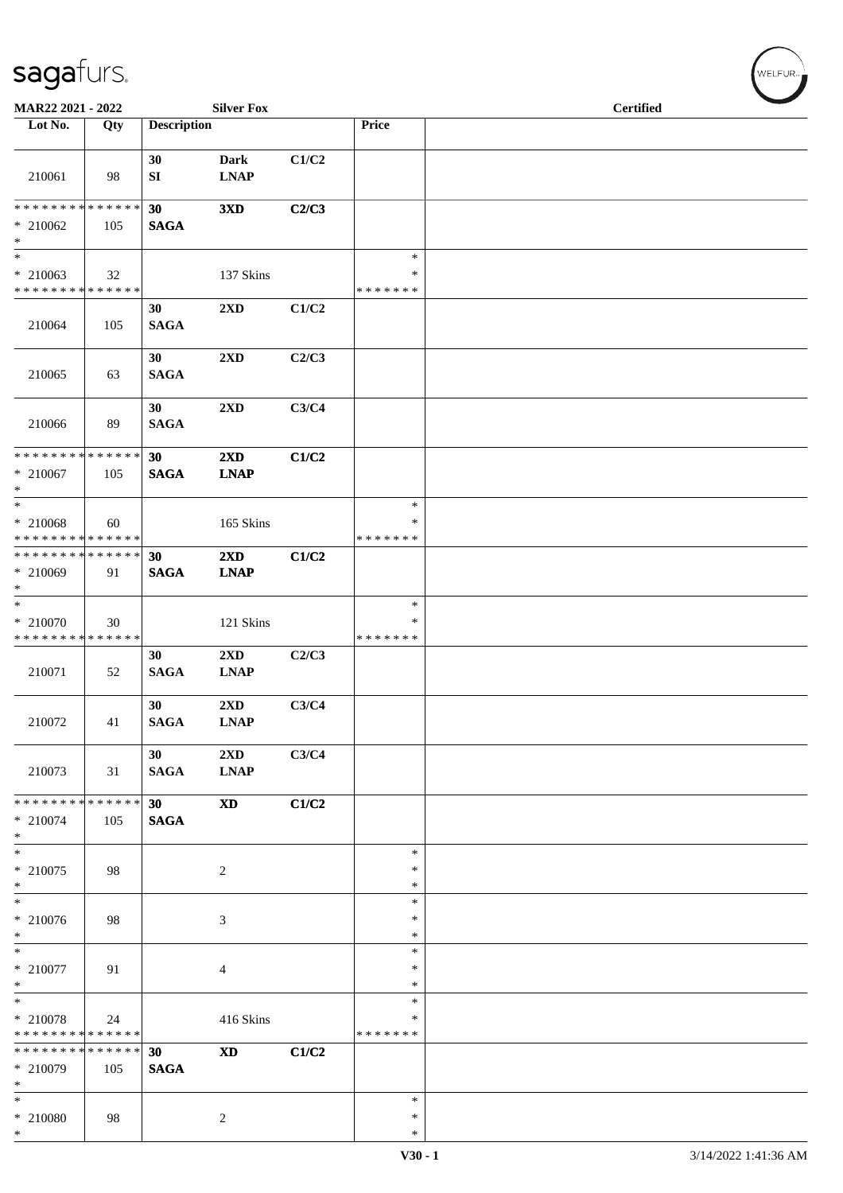**MAR22 2021 - 2022** **Silver Fox** **Certified**

| Lot No. | Qty | Description | | | Price | |
|---|---|---|---|---|---|---|
| 210061 | 98 | 30 SI | Dark LNAP | C1/C2 | | |
| * * * * * * * * * * * * * * 210062 * | 105 | 30 SAGA | 3XD | C2/C3 | | |
| * 210063 * * * * * * * * * * * * * * | 32 | | 137 Skins | | * * * * * * * * * | |
| 210064 | 105 | 30 SAGA | 2XD | C1/C2 | | |
| 210065 | 63 | 30 SAGA | 2XD | C2/C3 | | |
| 210066 | 89 | 30 SAGA | 2XD | C3/C4 | | |
| * * * * * * * * * * * * * * 210067 * | 105 | 30 SAGA | 2XD LNAP | C1/C2 | | |
| * 210068 * * * * * * * * * * * * * * | 60 | | 165 Skins | | * * * * * * * * * | |
| * * * * * * * * * * * * * * 210069 * | 91 | 30 SAGA | 2XD LNAP | C1/C2 | | |
| * 210070 * * * * * * * * * * * * * * | 30 | | 121 Skins | | * * * * * * * * * | |
| 210071 | 52 | 30 SAGA | 2XD LNAP | C2/C3 | | |
| 210072 | 41 | 30 SAGA | 2XD LNAP | C3/C4 | | |
| 210073 | 31 | 30 SAGA | 2XD LNAP | C3/C4 | | |
| * * * * * * * * * * * * * * 210074 * | 105 | 30 SAGA | XD | C1/C2 | | |
| * 210075 * | 98 | | 2 | | * * * | |
| * 210076 * | 98 | | 3 | | * * * | |
| * 210077 * | 91 | | 4 | | * * * | |
| * 210078 * * * * * * * * * * * * * * | 24 | | 416 Skins | | * * * * * * * * * | |
| * * * * * * * * * * * * * * 210079 * | 105 | 30 SAGA | XD | C1/C2 | | |
| * 210080 * | 98 | | 2 | | * * * | |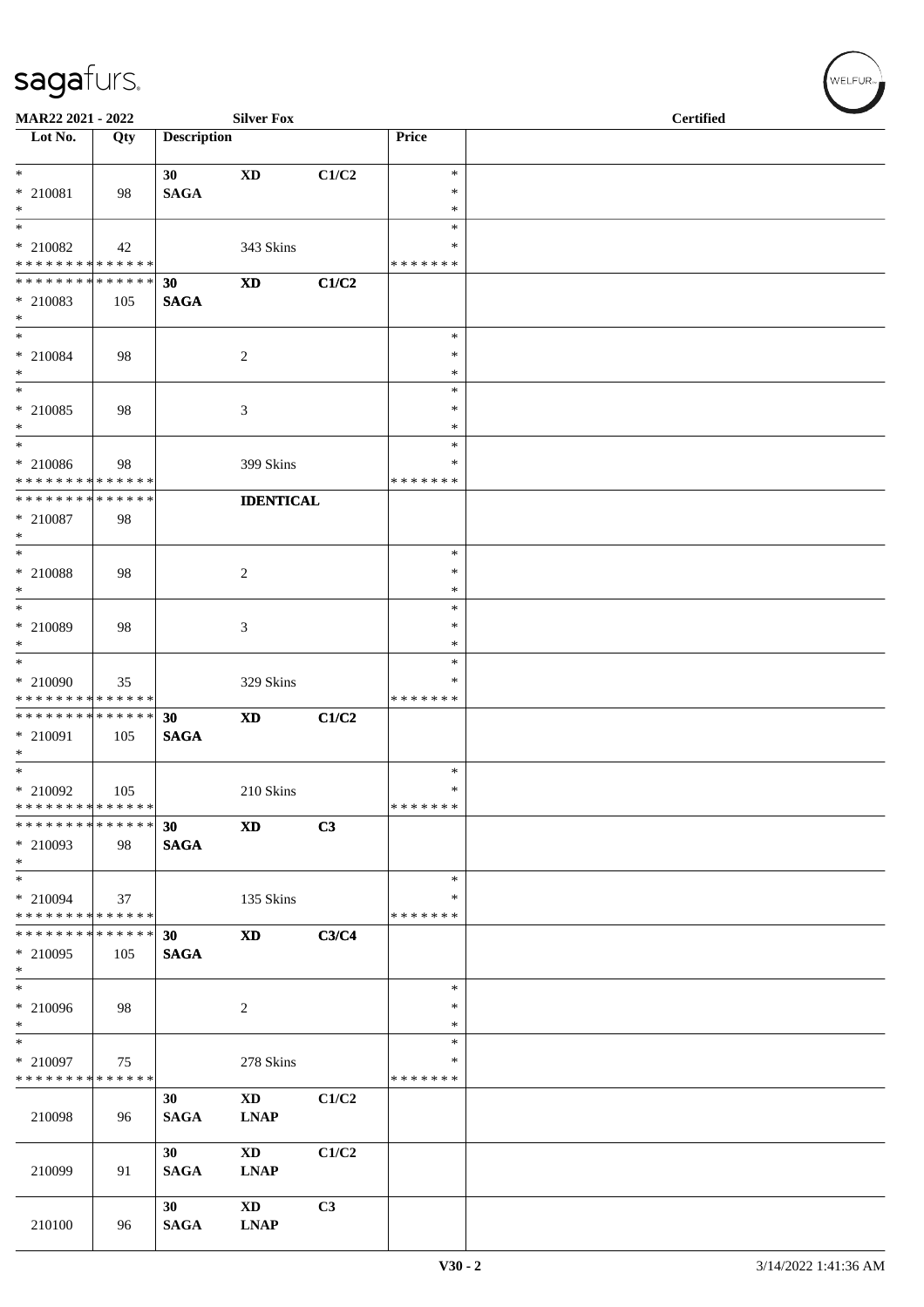| Lot No. | Qty | Description | | | Price | |
|---|---|---|---|---|---|---|
| * | | 30 | **XD** | C1/C2 | * | |
| * 210081 | 98 | **SAGA** | | | * | |
| * | | | | | * | |
| * | | | | | * | |
| * 210082 | 42 | | 343 Skins | | * | |
| * * * * * * * * * * * * * * | | | | | * * * * * * * | |
| * * * * * * * * * * * * * * | | 30 | **XD** | C1/C2 | | |
| * 210083 | 105 | **SAGA** | | | | |
| * | | | | | | |
| * | | | | | * | |
| * 210084 | 98 | | 2 | | * | |
| * | | | | | * | |
| * | | | | | * | |
| * 210085 | 98 | | 3 | | * | |
| * | | | | | * | |
| * | | | | | * | |
| * 210086 | 98 | | 399 Skins | | * | |
| * * * * * * * * * * * * * * | | | | | * * * * * * * | |
| * * * * * * * * * * * * * * | | | **IDENTICAL** | | | |
| * 210087 | 98 | | | | | |
| * | | | | | | |
| * | | | | | * | |
| * 210088 | 98 | | 2 | | * | |
| * | | | | | * | |
| * | | | | | * | |
| * 210089 | 98 | | 3 | | * | |
| * | | | | | * | |
| * | | | | | * | |
| * 210090 | 35 | | 329 Skins | | * | |
| * * * * * * * * * * * * * * | | | | | * * * * * * * | |
| * * * * * * * * * * * * * * | | 30 | **XD** | C1/C2 | | |
| * 210091 | 105 | **SAGA** | | | | |
| * | | | | | | |
| * | | | | | * | |
| * 210092 | 105 | | 210 Skins | | * | |
| * * * * * * * * * * * * * * | | | | | * * * * * * * | |
| * * * * * * * * * * * * * * | | 30 | **XD** | C3 | | |
| * 210093 | 98 | **SAGA** | | | | |
| * | | | | | | |
| * | | | | | * | |
| * 210094 | 37 | | 135 Skins | | * | |
| * * * * * * * * * * * * * * | | | | | * * * * * * * | |
| * * * * * * * * * * * * * * | | 30 | **XD** | C3/C4 | | |
| * 210095 | 105 | **SAGA** | | | | |
| * | | | | | | |
| * | | | | | * | |
| * 210096 | 98 | | 2 | | * | |
| * | | | | | * | |
| * | | | | | * | |
| * 210097 | 75 | | 278 Skins | | * | |
| * * * * * * * * * * * * * * | | | | | * * * * * * * | |
| 210098 | 96 | 30 **SAGA** | **XD** **LNAP** | C1/C2 | | |
| 210099 | 91 | 30 **SAGA** | **XD** **LNAP** | C1/C2 | | |
| 210100 | 96 | 30 **SAGA** | **XD** **LNAP** | C3 | | |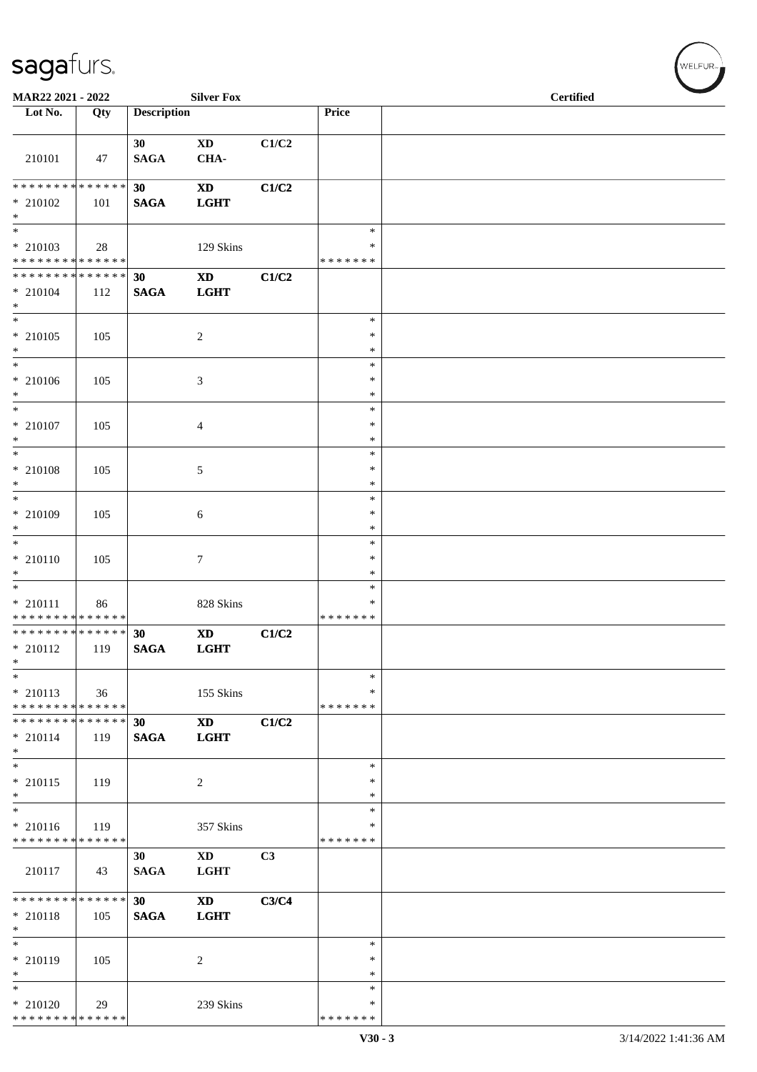**MAR22 2021 - 2022** **Silver Fox** **Certified**

| Lot No. | Qty | Description | | | Price | |
|---|---|---|---|---|---|---|
| 210101 | 47 | **30 SAGA** | **XD CHA-** | **C1/C2** | | |
| * * * * * * * * * * * * * * * 210102 * | 101 | **30 SAGA** | **XD LGHT** | **C1/C2** | | |
| * * 210103 * * * * * * * * * * * * * * | 28 | | 129 Skins | | * * * * * * * * * | |
| * * * * * * * * * * * * * * * 210104 * | 112 | **30 SAGA** | **XD LGHT** | **C1/C2** | | |
| * * 210105 * | 105 | | 2 | | * * * | |
| * * 210106 * | 105 | | 3 | | * * * | |
| * * 210107 * | 105 | | 4 | | * * * | |
| * * 210108 * | 105 | | 5 | | * * * | |
| * * 210109 * | 105 | | 6 | | * * * | |
| * * 210110 * | 105 | | 7 | | * * * | |
| * * 210111 * * * * * * * * * * * * * * | 86 | | 828 Skins | | * * * * * * * * * | |
| * * * * * * * * * * * * * * * 210112 * | 119 | **30 SAGA** | **XD LGHT** | **C1/C2** | | |
| * * 210113 * * * * * * * * * * * * * * | 36 | | 155 Skins | | * * * * * * * * * | |
| * * * * * * * * * * * * * * * 210114 * | 119 | **30 SAGA** | **XD LGHT** | **C1/C2** | | |
| * * 210115 * | 119 | | 2 | | * * * | |
| * * 210116 * * * * * * * * * * * * * * | 119 | | 357 Skins | | * * * * * * * * * | |
| 210117 | 43 | **30 SAGA** | **XD LGHT** | **C3** | | |
| * * * * * * * * * * * * * * * 210118 * | 105 | **30 SAGA** | **XD LGHT** | **C3/C4** | | |
| * * 210119 * | 105 | | 2 | | * * * | |
| * * 210120 * * * * * * * * * * * * * * | 29 | | 239 Skins | | * * * * * * * * * | |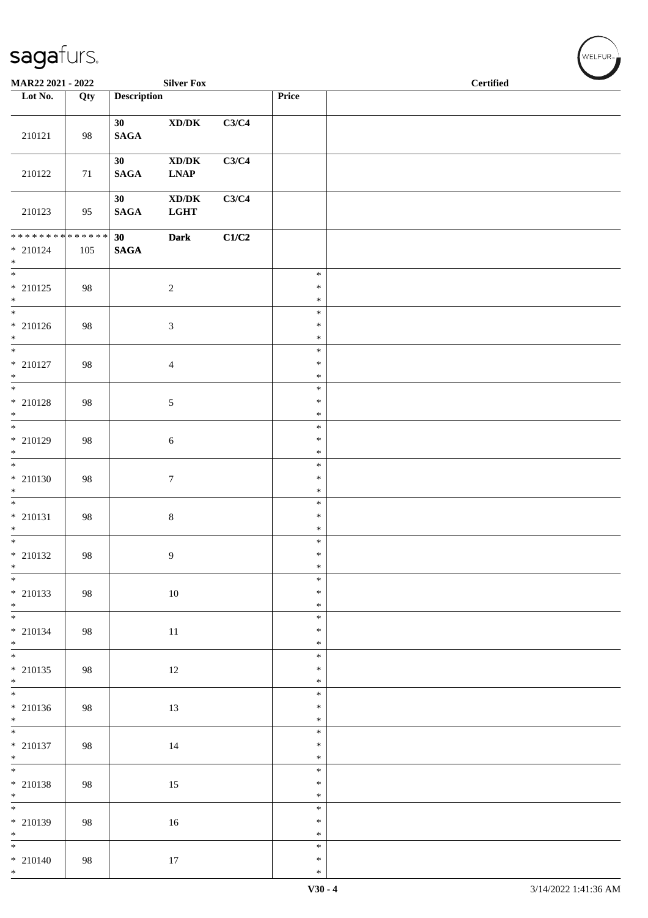| Lot No. | Qty | Description | | | Price | |
|---|---|---|---|---|---|---|
| 210121 | 98 | **30 SAGA** | **XD/DK** | **C3/C4** | | |
| 210122 | 71 | **30 SAGA** | **XD/DK LNAP** | **C3/C4** | | |
| 210123 | 95 | **30 SAGA** | **XD/DK LGHT** | **C3/C4** | | |
| * * * * * * * * * * * * * * <br>* 210124<br>* | 105 | **30 SAGA** | **Dark** | **C1/C2** | | |
| *<br>* 210125<br>* | 98 | | 2 | | *<br>*<br>* | |
| *<br>* 210126<br>* | 98 | | 3 | | *<br>*<br>* | |
| *<br>* 210127<br>* | 98 | | 4 | | *<br>*<br>* | |
| *<br>* 210128<br>* | 98 | | 5 | | *<br>*<br>* | |
| *<br>* 210129<br>* | 98 | | 6 | | *<br>*<br>* | |
| *<br>* 210130<br>* | 98 | | 7 | | *<br>*<br>* | |
| *<br>* 210131<br>* | 98 | | 8 | | *<br>*<br>* | |
| *<br>* 210132<br>* | 98 | | 9 | | *<br>*<br>* | |
| *<br>* 210133<br>* | 98 | | 10 | | *<br>*<br>* | |
| *<br>* 210134<br>* | 98 | | 11 | | *<br>*<br>* | |
| *<br>* 210135<br>* | 98 | | 12 | | *<br>*<br>* | |
| *<br>* 210136<br>* | 98 | | 13 | | *<br>*<br>* | |
| *<br>* 210137<br>* | 98 | | 14 | | *<br>*<br>* | |
| *<br>* 210138<br>* | 98 | | 15 | | *<br>*<br>* | |
| *<br>* 210139<br>* | 98 | | 16 | | *<br>*<br>* | |
| *<br>* 210140<br>* | 98 | | 17 | | *<br>*<br>* | |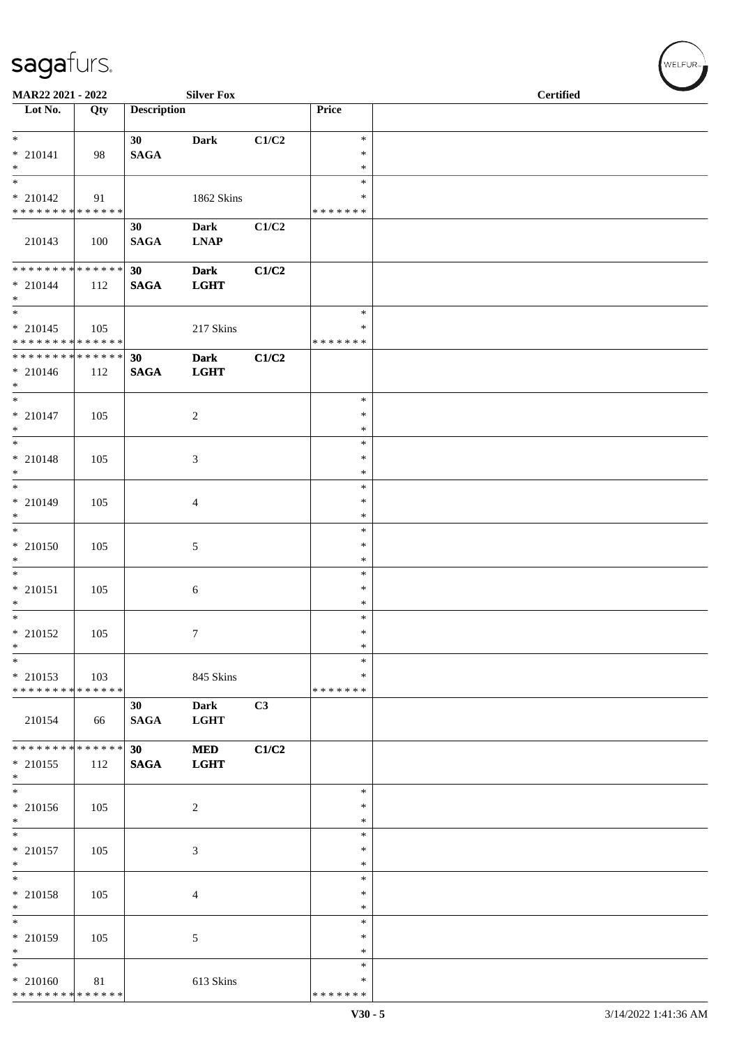**MAR22 2021 - 2022** **Silver Fox** **Certified**

| Lot No. | Qty | Description | | | Price | |
|---|---|---|---|---|---|---|
| * | | **30** | **Dark** | **C1/C2** | * | |
| * 210141 | 98 | **SAGA** | | | * | |
| * | | | | | * | |
| * | | | | | * | |
| * 210142 | 91 | | 1862 Skins | | * | |
| * * * * * * * * * * * * * * | | | | | * * * * * * * | |
| | | **30** | **Dark** | **C1/C2** | | |
| 210143 | 100 | **SAGA** | **LNAP** | | | |
| * * * * * * * * * * * * * * | | **30** | **Dark** | **C1/C2** | | |
| * 210144 | 112 | **SAGA** | **LGHT** | | | |
| * | | | | | | |
| * | | | | | * | |
| * 210145 | 105 | | 217 Skins | | * | |
| * * * * * * * * * * * * * * | | | | | * * * * * * * | |
| * * * * * * * * * * * * * * | | **30** | **Dark** | **C1/C2** | | |
| * 210146 | 112 | **SAGA** | **LGHT** | | | |
| * | | | | | | |
| * | | | | | * | |
| * 210147 | 105 | | 2 | | * | |
| * | | | | | * | |
| * | | | | | * | |
| * 210148 | 105 | | 3 | | * | |
| * | | | | | * | |
| * | | | | | * | |
| * 210149 | 105 | | 4 | | * | |
| * | | | | | * | |
| * | | | | | * | |
| * 210150 | 105 | | 5 | | * | |
| * | | | | | * | |
| * | | | | | * | |
| * 210151 | 105 | | 6 | | * | |
| * | | | | | * | |
| * | | | | | * | |
| * 210152 | 105 | | 7 | | * | |
| * | | | | | * | |
| * | | | | | * | |
| * 210153 | 103 | | 845 Skins | | * | |
| * * * * * * * * * * * * * * | | | | | * * * * * * * | |
| | | **30** | **Dark** | **C3** | | |
| 210154 | 66 | **SAGA** | **LGHT** | | | |
| * * * * * * * * * * * * * * | | **30** | **MED** | **C1/C2** | | |
| * 210155 | 112 | **SAGA** | **LGHT** | | | |
| * | | | | | | |
| * | | | | | * | |
| * 210156 | 105 | | 2 | | * | |
| * | | | | | * | |
| * | | | | | * | |
| * 210157 | 105 | | 3 | | * | |
| * | | | | | * | |
| * | | | | | * | |
| * 210158 | 105 | | 4 | | * | |
| * | | | | | * | |
| * | | | | | * | |
| * 210159 | 105 | | 5 | | * | |
| * | | | | | * | |
| * | | | | | * | |
| * 210160 | 81 | | 613 Skins | | * | |
| * * * * * * * * * * * * * * | | | | | * * * * * * * | |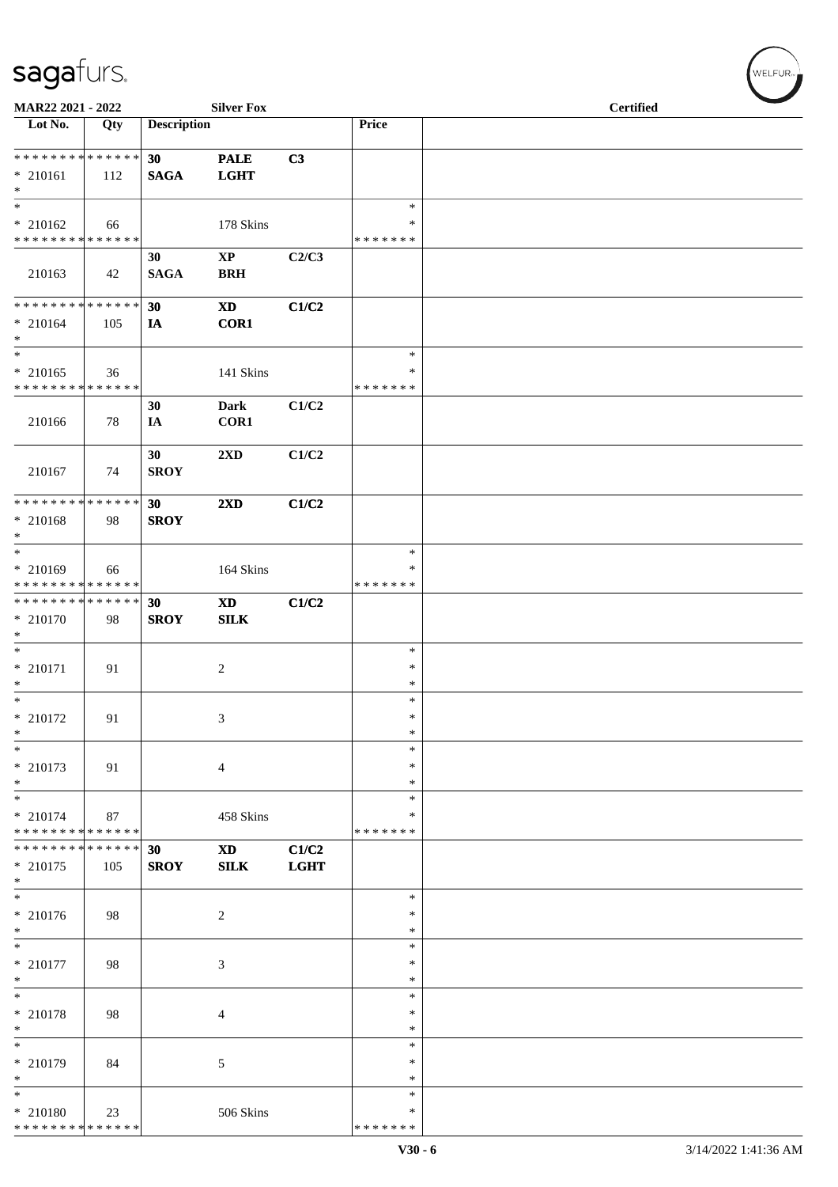MAR22 2021 - 2022 Silver Fox Certified

| Lot No. | Qty | Description | | | Price | |
|---|---|---|---|---|---|---|
| * * * * * * * * * * * * * * | | 30 | PALE | C3 | | |
| * 210161 | 112 | SAGA | LGHT | | | |
| * | | | | | | |
| * | | | | | * | |
| * 210162 | 66 | | 178 Skins | | * | |
| * * * * * * * * * * * * * * | | | | | * * * * * * * | |
| | | 30 | XP | C2/C3 | | |
| 210163 | 42 | SAGA | BRH | | | |
| * * * * * * * * * * * * * * | | 30 | XD | C1/C2 | | |
| * 210164 | 105 | IA | COR1 | | | |
| * | | | | | | |
| * | | | | | * | |
| * 210165 | 36 | | 141 Skins | | * | |
| * * * * * * * * * * * * * * | | | | | * * * * * * * | |
| | | 30 | Dark | C1/C2 | | |
| 210166 | 78 | IA | COR1 | | | |
| | | 30 | 2XD | C1/C2 | | |
| 210167 | 74 | SROY | | | | |
| * * * * * * * * * * * * * * | | 30 | 2XD | C1/C2 | | |
| * 210168 | 98 | SROY | | | | |
| * | | | | | | |
| * | | | | | * | |
| * 210169 | 66 | | 164 Skins | | * | |
| * * * * * * * * * * * * * * | | | | | * * * * * * * | |
| * * * * * * * * * * * * * * | | 30 | XD | C1/C2 | | |
| * 210170 | 98 | SROY | SILK | | | |
| * | | | | | | |
| * | | | | | * | |
| * 210171 | 91 | | 2 | | * | |
| * | | | | | * | |
| * | | | | | * | |
| * 210172 | 91 | | 3 | | * | |
| * | | | | | * | |
| * | | | | | * | |
| * 210173 | 91 | | 4 | | * | |
| * | | | | | * | |
| * | | | | | * | |
| * 210174 | 87 | | 458 Skins | | * | |
| * * * * * * * * * * * * * * | | | | | * * * * * * * | |
| * * * * * * * * * * * * * * | | 30 | XD | C1/C2 | | |
| * 210175 | 105 | SROY | SILK | LGHT | | |
| * | | | | | | |
| * | | | | | * | |
| * 210176 | 98 | | 2 | | * | |
| * | | | | | * | |
| * | | | | | * | |
| * 210177 | 98 | | 3 | | * | |
| * | | | | | * | |
| * | | | | | * | |
| * 210178 | 98 | | 4 | | * | |
| * | | | | | * | |
| * | | | | | * | |
| * 210179 | 84 | | 5 | | * | |
| * | | | | | * | |
| * | | | | | * | |
| * 210180 | 23 | | 506 Skins | | * | |
| * * * * * * * * * * * * * * | | | | | * * * * * * * | |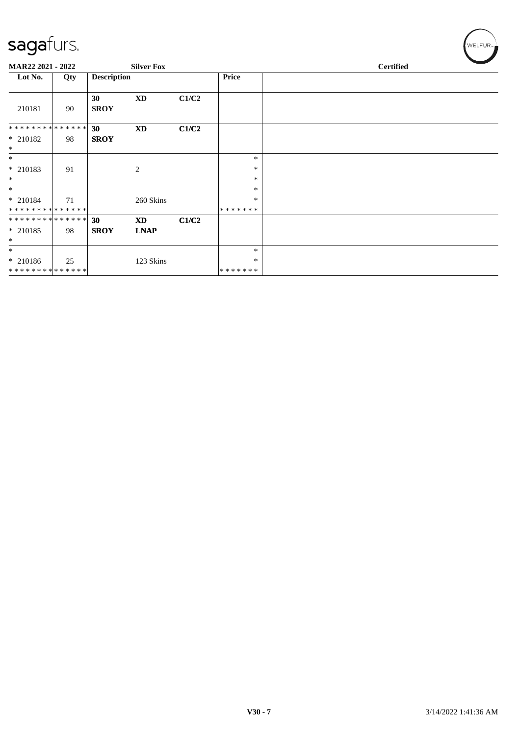MAR22 2021 - 2022 | Silver Fox | Certified

| Lot No. | Qty | Description | | | Price | |
|---|---|---|---|---|---|---|
| 210181 | 90 | 30 SROY | XD | C1/C2 | | |
| ************** * 210182 * | 98 | 30 SROY | XD | C1/C2 | | |
| * * 210183 * | 91 | | 2 | | * * * | |
| * * 210184 ************** | 71 | | 260 Skins | | * * ******* | |
| ************** * 210185 * | 98 | 30 SROY | XD LNAP | C1/C2 | | |
| * * 210186 ************** | 25 | | 123 Skins | | * * ******* | |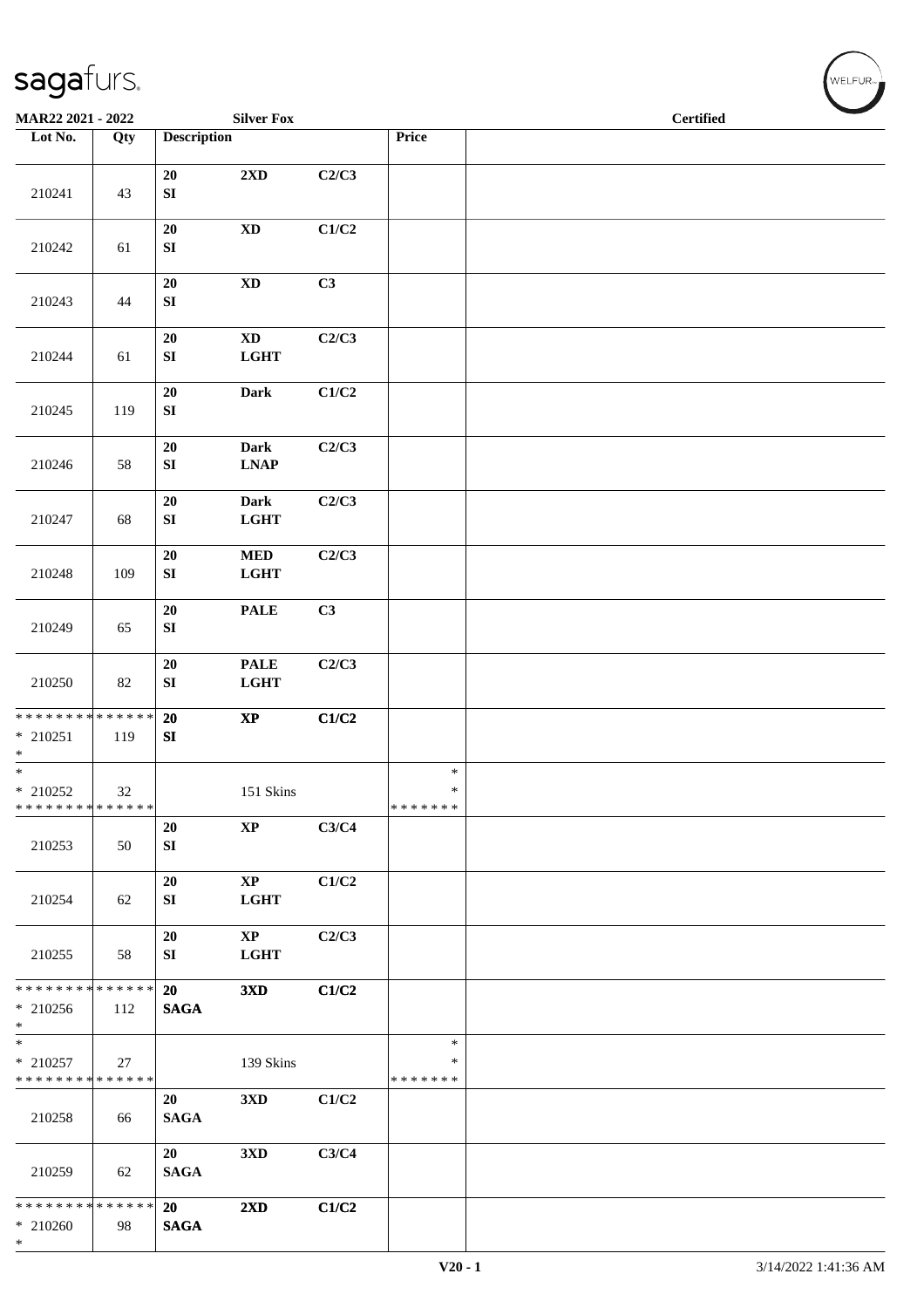MAR22 2021 - 2022 Silver Fox Certified

| Lot No. | Qty | Description | | | Price | |
|---|---|---|---|---|---|---|
| 210241 | 43 | 20 SI | 2XD | C2/C3 | | |
| 210242 | 61 | 20 SI | XD | C1/C2 | | |
| 210243 | 44 | 20 SI | XD | C3 | | |
| 210244 | 61 | 20 SI | XD LGHT | C2/C3 | | |
| 210245 | 119 | 20 SI | Dark | C1/C2 | | |
| 210246 | 58 | 20 SI | Dark LNAP | C2/C3 | | |
| 210247 | 68 | 20 SI | Dark LGHT | C2/C3 | | |
| 210248 | 109 | 20 SI | MED LGHT | C2/C3 | | |
| 210249 | 65 | 20 SI | PALE | C3 | | |
| 210250 | 82 | 20 SI | PALE LGHT | C2/C3 | | |
| * * * * * * * * * * * * * * * 210251 * | 119 | 20 SI | XP | C1/C2 | | |
| * * 210252 * * * * * * * * * * * * * * | 32 | | 151 Skins | | * * * * * * * * * | |
| 210253 | 50 | 20 SI | XP | C3/C4 | | |
| 210254 | 62 | 20 SI | XP LGHT | C1/C2 | | |
| 210255 | 58 | 20 SI | XP LGHT | C2/C3 | | |
| * * * * * * * * * * * * * * * 210256 * | 112 | 20 SAGA | 3XD | C1/C2 | | |
| * * 210257 * * * * * * * * * * * * * * | 27 | | 139 Skins | | * * * * * * * * * | |
| 210258 | 66 | 20 SAGA | 3XD | C1/C2 | | |
| 210259 | 62 | 20 SAGA | 3XD | C3/C4 | | |
| * * * * * * * * * * * * * * * 210260 * | 98 | 20 SAGA | 2XD | C1/C2 | | |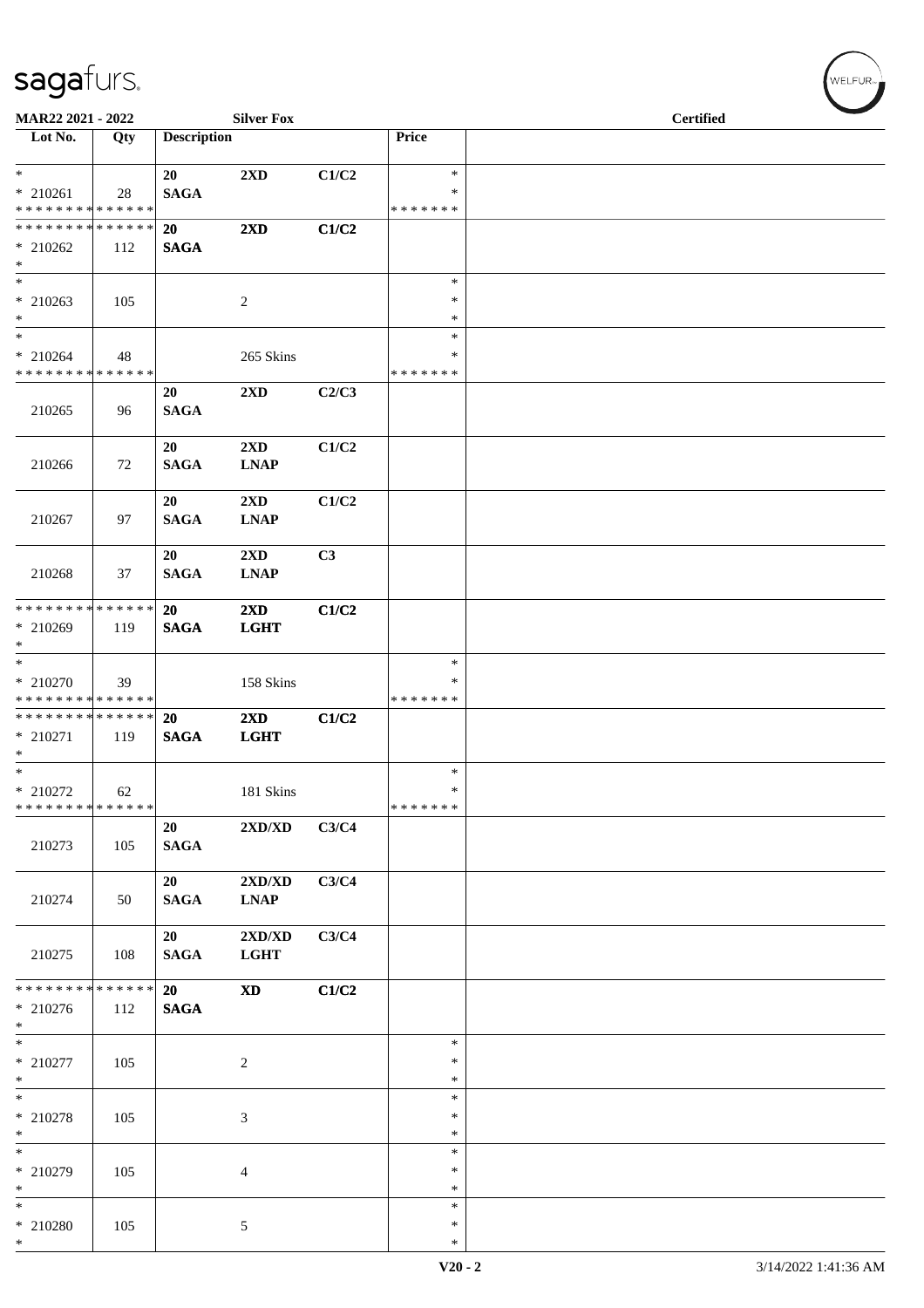**MAR22 2021 - 2022** | **Silver Fox** | **Certified**

| Lot No. | Qty | Description | | | Price | |
|---|---|---|---|---|---|---|
| * | | 20 | 2XD | C1/C2 | * | |
| * 210261 | 28 | SAGA | | | * | |
| * * * * * * * * * * * * * * | | | | | * * * * * * * | |
| * * * * * * * * * * * * * * | | 20 | 2XD | C1/C2 | | |
| * 210262 | 112 | SAGA | | | | |
| * | | | | | | |
| * | | | | | * | |
| * 210263 | 105 | | 2 | | * | |
| * | | | | | * | |
| * | | | | | * | |
| * 210264 | 48 | | 265 Skins | | * | |
| * * * * * * * * * * * * * * | | | | | * * * * * * * | |
| | | 20 | 2XD | C2/C3 | | |
| 210265 | 96 | SAGA | | | | |
| | | 20 | 2XD | C1/C2 | | |
| 210266 | 72 | SAGA | LNAP | | | |
| | | 20 | 2XD | C1/C2 | | |
| 210267 | 97 | SAGA | LNAP | | | |
| | | 20 | 2XD | C3 | | |
| 210268 | 37 | SAGA | LNAP | | | |
| * * * * * * * * * * * * * * | | 20 | 2XD | C1/C2 | | |
| * 210269 | 119 | SAGA | LGHT | | | |
| * | | | | | | |
| * | | | | | * | |
| * 210270 | 39 | | 158 Skins | | * | |
| * * * * * * * * * * * * * * | | | | | * * * * * * * | |
| * * * * * * * * * * * * * * | | 20 | 2XD | C1/C2 | | |
| * 210271 | 119 | SAGA | LGHT | | | |
| * | | | | | | |
| * | | | | | * | |
| * 210272 | 62 | | 181 Skins | | * | |
| * * * * * * * * * * * * * * | | | | | * * * * * * * | |
| | | 20 | 2XD/XD | C3/C4 | | |
| 210273 | 105 | SAGA | | | | |
| | | 20 | 2XD/XD | C3/C4 | | |
| 210274 | 50 | SAGA | LNAP | | | |
| | | 20 | 2XD/XD | C3/C4 | | |
| 210275 | 108 | SAGA | LGHT | | | |
| * * * * * * * * * * * * * * | | 20 | XD | C1/C2 | | |
| * 210276 | 112 | SAGA | | | | |
| * | | | | | | |
| * | | | | | * | |
| * 210277 | 105 | | 2 | | * | |
| * | | | | | * | |
| * | | | | | * | |
| * 210278 | 105 | | 3 | | * | |
| * | | | | | * | |
| * | | | | | * | |
| * 210279 | 105 | | 4 | | * | |
| * | | | | | * | |
| * | | | | | * | |
| * 210280 | 105 | | 5 | | * | |
| * | | | | | * | |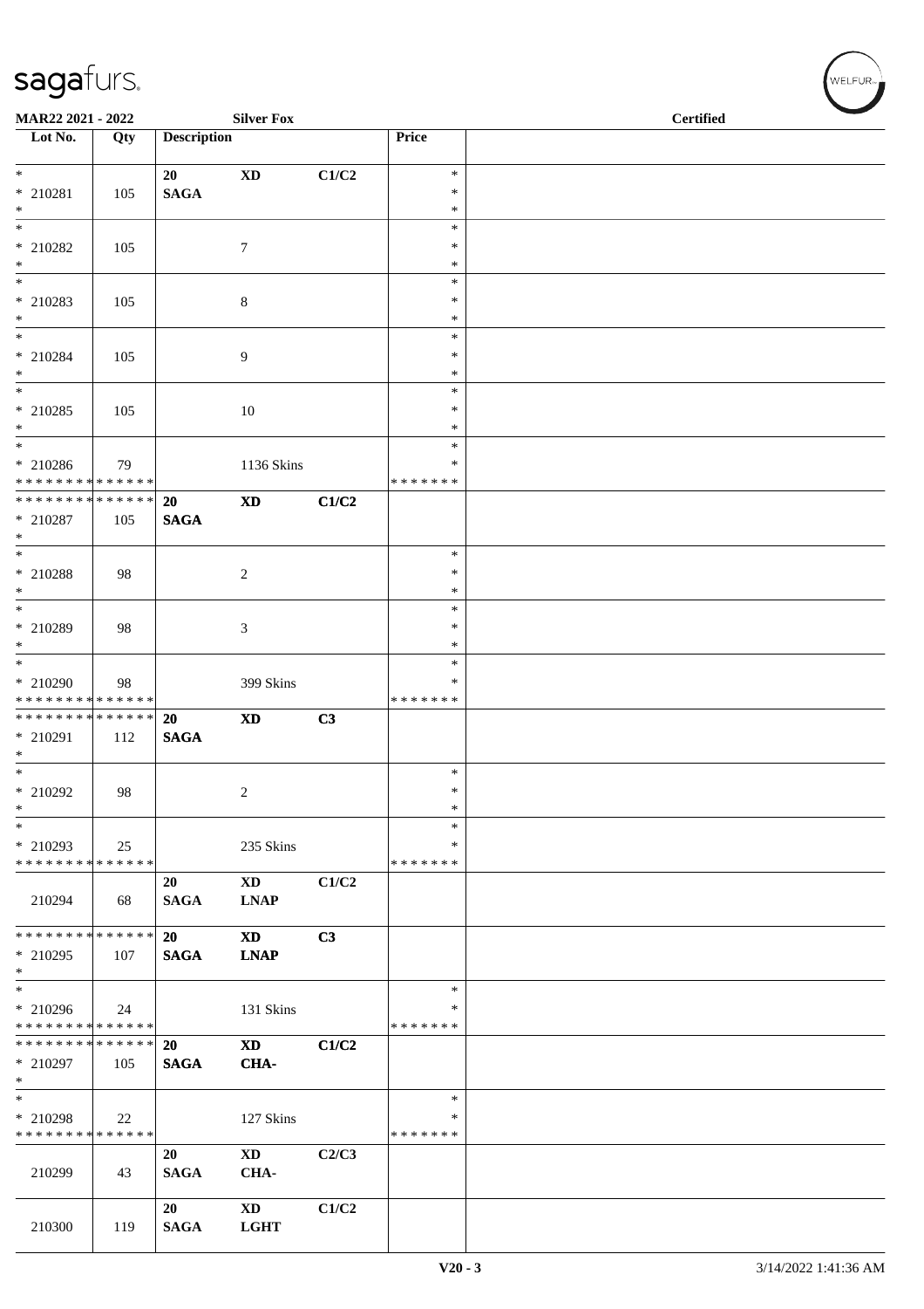MAR22 2021 - 2022 — Silver Fox — Certified

| Lot No. | Qty | Description | | | Price | |
|---|---|---|---|---|---|---|
| * <br> * 210281 <br> * | 105 | 20 <br> **SAGA** | **XD** | **C1/C2** | * <br> * <br> * | |
| * <br> * 210282 <br> * | 105 | | 7 | | * <br> * <br> * | |
| * <br> * 210283 <br> * | 105 | | 8 | | * <br> * <br> * | |
| * <br> * 210284 <br> * | 105 | | 9 | | * <br> * <br> * | |
| * <br> * 210285 <br> * | 105 | | 10 | | * <br> * <br> * | |
| * <br> * 210286 <br> * * * * * * * * * * * * * * | 79 | | 1136 Skins | | * <br> * <br> * * * * * * * | |
| * * * * * * * * * * * * * * <br> * 210287 <br> * | 105 | **20** <br> **SAGA** | **XD** | **C1/C2** | | |
| * <br> * 210288 <br> * | 98 | | 2 | | * <br> * <br> * | |
| * <br> * 210289 <br> * | 98 | | 3 | | * <br> * <br> * | |
| * <br> * 210290 <br> * * * * * * * * * * * * * * | 98 | | 399 Skins | | * <br> * <br> * * * * * * * | |
| * * * * * * * * * * * * * * <br> * 210291 <br> * | 112 | **20** <br> **SAGA** | **XD** | **C3** | | |
| * <br> * 210292 <br> * | 98 | | 2 | | * <br> * <br> * | |
| * <br> * 210293 <br> * * * * * * * * * * * * * * | 25 | | 235 Skins | | * <br> * <br> * * * * * * * | |
| 210294 | 68 | **20** <br> **SAGA** | **XD** <br> **LNAP** | **C1/C2** | | |
| * * * * * * * * * * * * * * <br> * 210295 <br> * | 107 | **20** <br> **SAGA** | **XD** <br> **LNAP** | **C3** | | |
| * <br> * 210296 <br> * * * * * * * * * * * * * * | 24 | | 131 Skins | | * <br> * <br> * * * * * * * | |
| * * * * * * * * * * * * * * <br> * 210297 <br> * | 105 | **20** <br> **SAGA** | **XD** <br> **CHA-** | **C1/C2** | | |
| * <br> * 210298 <br> * * * * * * * * * * * * * * | 22 | | 127 Skins | | * <br> * <br> * * * * * * * | |
| 210299 | 43 | **20** <br> **SAGA** | **XD** <br> **CHA-** | **C2/C3** | | |
| 210300 | 119 | **20** <br> **SAGA** | **XD** <br> **LGHT** | **C1/C2** | | |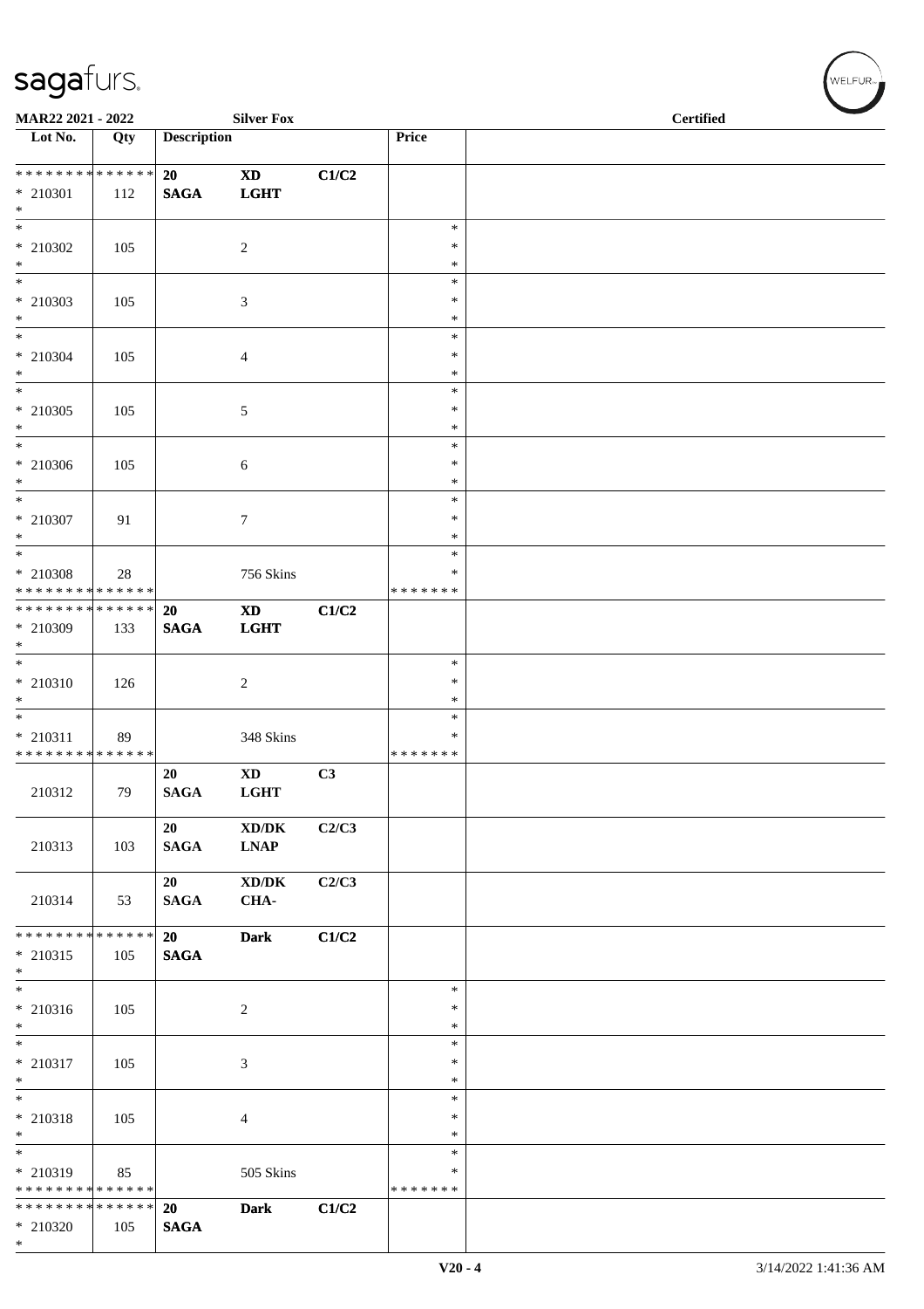sagafurs.

MAR22 2021 - 2022 | Silver Fox | Certified

| Lot No. | Qty | Description | | | Price | |
|---|---|---|---|---|---|---|
| * * * * * * * * * * * * * * | | 20 | XD | C1/C2 | | |
| * 210301 | 112 | SAGA | LGHT | | | |
| * | | | | | | |
| * | | | | | * | |
| * 210302 | 105 | | 2 | | * | |
| * | | | | | * | |
| * | | | | | * | |
| * 210303 | 105 | | 3 | | * | |
| * | | | | | * | |
| * | | | | | * | |
| * 210304 | 105 | | 4 | | * | |
| * | | | | | * | |
| * | | | | | * | |
| * 210305 | 105 | | 5 | | * | |
| * | | | | | * | |
| * | | | | | * | |
| * 210306 | 105 | | 6 | | * | |
| * | | | | | * | |
| * | | | | | * | |
| * 210307 | 91 | | 7 | | * | |
| * | | | | | * | |
| * | | | | | * | |
| * 210308 | 28 | | 756 Skins | | * | |
| * * * * * * * * * * * * * * | | | | | * * * * * * * | |
| * * * * * * * * * * * * * * | | 20 | XD | C1/C2 | | |
| * 210309 | 133 | SAGA | LGHT | | | |
| * | | | | | | |
| * | | | | | * | |
| * 210310 | 126 | | 2 | | * | |
| * | | | | | * | |
| * | | | | | * | |
| * 210311 | 89 | | 348 Skins | | * | |
| * * * * * * * * * * * * * * | | | | | * * * * * * * | |
| | | 20 | XD | C3 | | |
| 210312 | 79 | SAGA | LGHT | | | |
| | | 20 | XD/DK | C2/C3 | | |
| 210313 | 103 | SAGA | LNAP | | | |
| | | 20 | XD/DK | C2/C3 | | |
| 210314 | 53 | SAGA | CHA- | | | |
| * * * * * * * * * * * * * * | | 20 | Dark | C1/C2 | | |
| * 210315 | 105 | SAGA | | | | |
| * | | | | | | |
| * | | | | | * | |
| * 210316 | 105 | | 2 | | * | |
| * | | | | | * | |
| * | | | | | * | |
| * 210317 | 105 | | 3 | | * | |
| * | | | | | * | |
| * | | | | | * | |
| * 210318 | 105 | | 4 | | * | |
| * | | | | | * | |
| * | | | | | * | |
| * 210319 | 85 | | 505 Skins | | * | |
| * * * * * * * * * * * * * * | | | | | * * * * * * * | |
| * * * * * * * * * * * * * * | | 20 | Dark | C1/C2 | | |
| * 210320 | 105 | SAGA | | | | |
| * | | | | | | |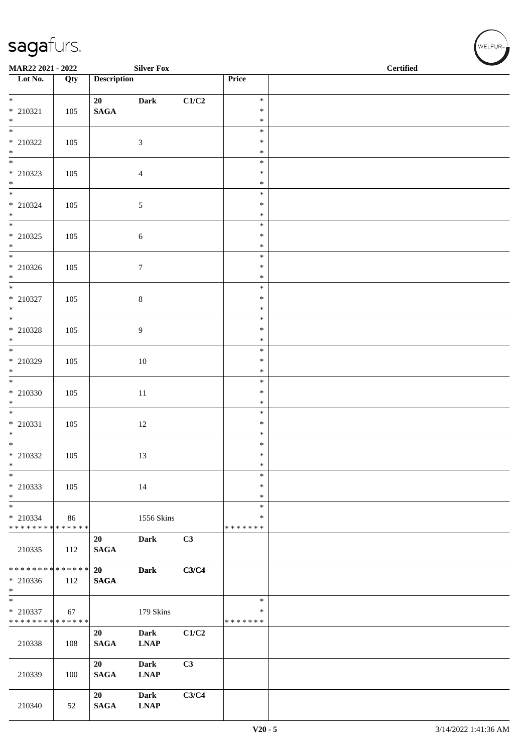**MAR22 2021 - 2022** **Silver Fox** **Certified**

| Lot No. | Qty | Description | | | Price | |
|---|---|---|---|---|---|---|
| * <br> * 210321 <br> * | 105 | **20** <br> **SAGA** | **Dark** | **C1/C2** | * <br> * <br> * | |
| * <br> * 210322 <br> * | 105 | | 3 | | * <br> * <br> * | |
| * <br> * 210323 <br> * | 105 | | 4 | | * <br> * <br> * | |
| * <br> * 210324 <br> * | 105 | | 5 | | * <br> * <br> * | |
| * <br> * 210325 <br> * | 105 | | 6 | | * <br> * <br> * | |
| * <br> * 210326 <br> * | 105 | | 7 | | * <br> * <br> * | |
| * <br> * 210327 <br> * | 105 | | 8 | | * <br> * <br> * | |
| * <br> * 210328 <br> * | 105 | | 9 | | * <br> * <br> * | |
| * <br> * 210329 <br> * | 105 | | 10 | | * <br> * <br> * | |
| * <br> * 210330 <br> * | 105 | | 11 | | * <br> * <br> * | |
| * <br> * 210331 <br> * | 105 | | 12 | | * <br> * <br> * | |
| * <br> * 210332 <br> * | 105 | | 13 | | * <br> * <br> * | |
| * <br> * 210333 <br> * | 105 | | 14 | | * <br> * <br> * | |
| * <br> * 210334 <br> * * * * * * * * * * * * * * | 86 | | 1556 Skins | | * <br> * <br> * * * * * * * | |
| 210335 | 112 | **20** <br> **SAGA** | **Dark** | **C3** | | |
| * * * * * * * * * * * * * * <br> * 210336 <br> * | 112 | **20** <br> **SAGA** | **Dark** | **C3/C4** | | |
| * <br> * 210337 <br> * * * * * * * * * * * * * * | 67 | | 179 Skins | | * <br> * <br> * * * * * * * | |
| 210338 | 108 | **20** <br> **SAGA** | **Dark** <br> **LNAP** | **C1/C2** | | |
| 210339 | 100 | **20** <br> **SAGA** | **Dark** <br> **LNAP** | **C3** | | |
| 210340 | 52 | **20** <br> **SAGA** | **Dark** <br> **LNAP** | **C3/C4** | | |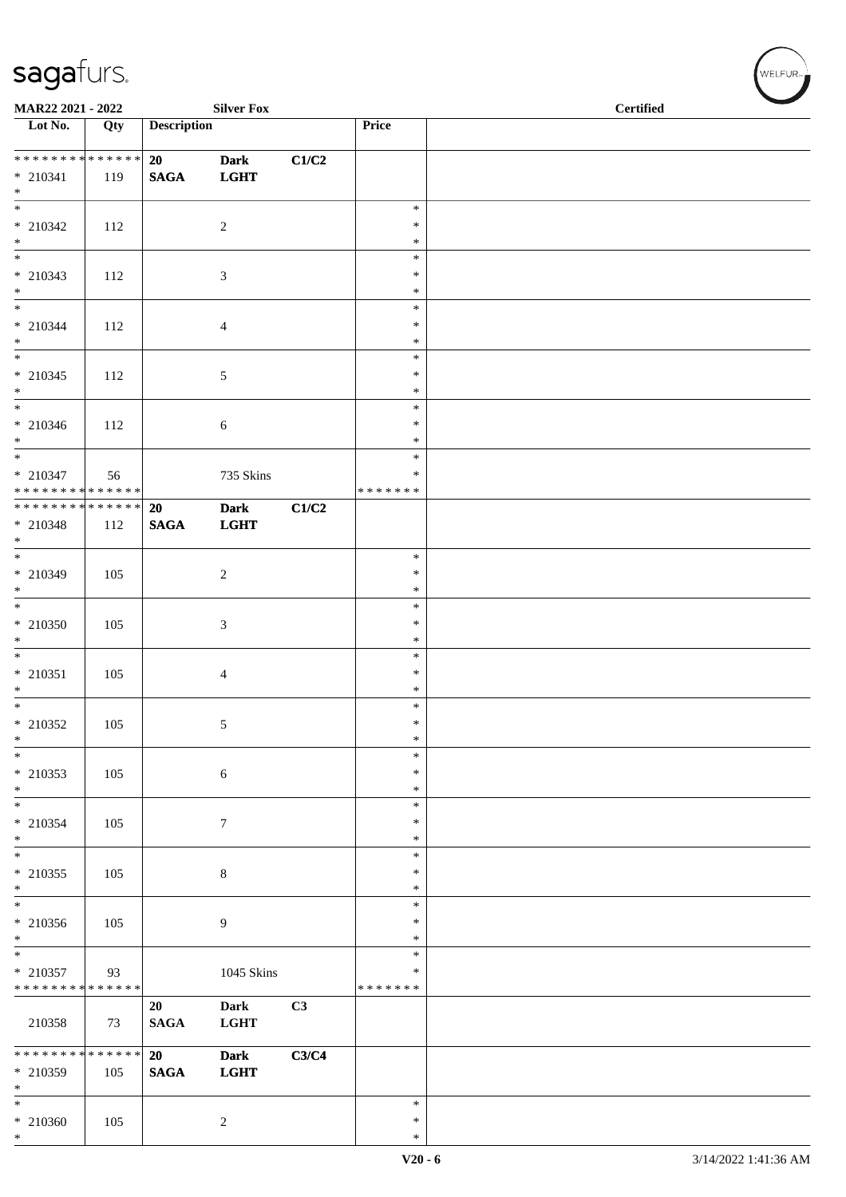| Lot No. | Qty | Description | | | Price | |
|---|---|---|---|---|---|---|
| * * * * * * * * * * * * * * | | 20 | Dark | C1/C2 | | |
| * 210341 | 119 | SAGA | LGHT | | | |
| * | | | | | | |
| * | | | | | * | |
| * 210342 | 112 | | 2 | | * | |
| * | | | | | * | |
| * | | | | | * | |
| * 210343 | 112 | | 3 | | * | |
| * | | | | | * | |
| * | | | | | * | |
| * 210344 | 112 | | 4 | | * | |
| * | | | | | * | |
| * | | | | | * | |
| * 210345 | 112 | | 5 | | * | |
| * | | | | | * | |
| * | | | | | * | |
| * 210346 | 112 | | 6 | | * | |
| * | | | | | * | |
| * | | | | | * | |
| * 210347 | 56 | | 735 Skins | | * | |
| * * * * * * * * * * * * * * | | | | | * * * * * * * | |
| * * * * * * * * * * * * * * | | 20 | Dark | C1/C2 | | |
| * 210348 | 112 | SAGA | LGHT | | | |
| * | | | | | | |
| * | | | | | * | |
| * 210349 | 105 | | 2 | | * | |
| * | | | | | * | |
| * | | | | | * | |
| * 210350 | 105 | | 3 | | * | |
| * | | | | | * | |
| * | | | | | * | |
| * 210351 | 105 | | 4 | | * | |
| * | | | | | * | |
| * | | | | | * | |
| * 210352 | 105 | | 5 | | * | |
| * | | | | | * | |
| * | | | | | * | |
| * 210353 | 105 | | 6 | | * | |
| * | | | | | * | |
| * | | | | | * | |
| * 210354 | 105 | | 7 | | * | |
| * | | | | | * | |
| * | | | | | * | |
| * 210355 | 105 | | 8 | | * | |
| * | | | | | * | |
| * | | | | | * | |
| * 210356 | 105 | | 9 | | * | |
| * | | | | | * | |
| * | | | | | * | |
| * 210357 | 93 | | 1045 Skins | | * | |
| * * * * * * * * * * * * * * | | | | | * * * * * * * | |
| | | 20 | Dark | C3 | | |
| 210358 | 73 | SAGA | LGHT | | | |
| * * * * * * * * * * * * * * | | 20 | Dark | C3/C4 | | |
| * 210359 | 105 | SAGA | LGHT | | | |
| * | | | | | | |
| * | | | | | * | |
| * 210360 | 105 | | 2 | | * | |
| * | | | | | * | |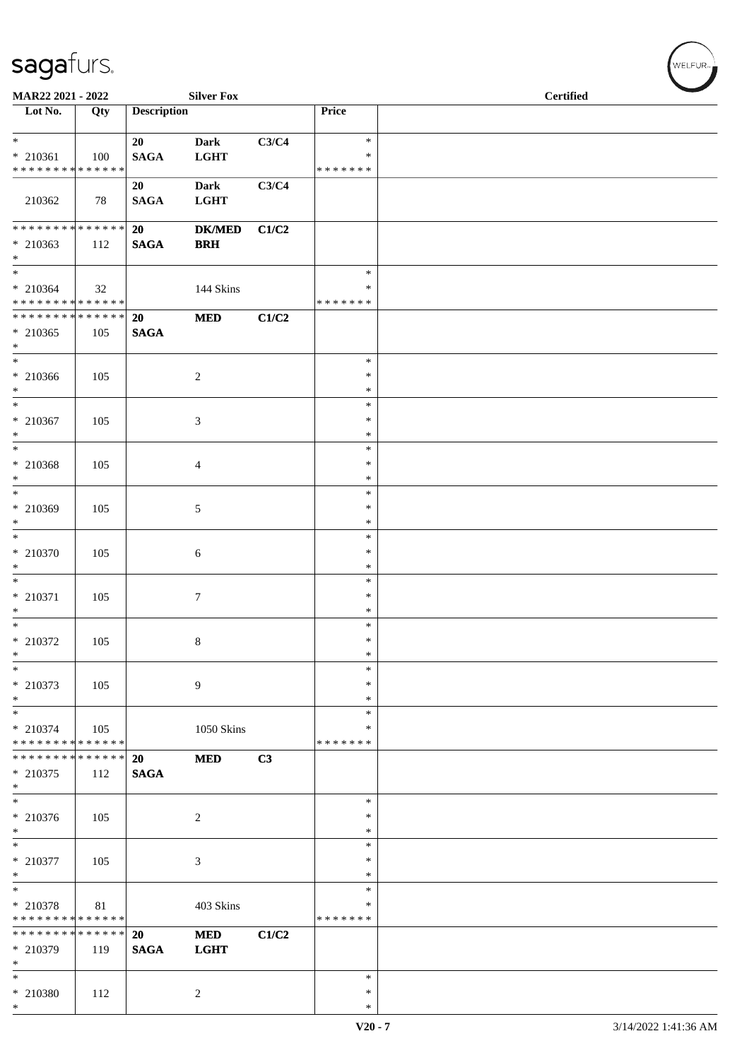| Lot No. | Qty | Description | | | Price | |
|---|---|---|---|---|---|---|
| * | | 20 | Dark | C3/C4 | * | |
| * 210361 | 100 | SAGA | LGHT | | * | |
| * * * * * * * * * * * * * * | | | | | * * * * * * * | |
| | | 20 | Dark | C3/C4 | | |
| 210362 | 78 | SAGA | LGHT | | | |
| * * * * * * * * * * * * * * | | 20 | DK/MED | C1/C2 | | |
| * 210363 | 112 | SAGA | BRH | | | |
| * | | | | | | |
| * | | | | | * | |
| * 210364 | 32 | | 144 Skins | | * | |
| * * * * * * * * * * * * * * | | | | | * * * * * * * | |
| * * * * * * * * * * * * * * | | 20 | MED | C1/C2 | | |
| * 210365 | 105 | SAGA | | | | |
| * | | | | | | |
| * | | | | | * | |
| * 210366 | 105 | | 2 | | * | |
| * | | | | | * | |
| * | | | | | * | |
| * 210367 | 105 | | 3 | | * | |
| * | | | | | * | |
| * | | | | | * | |
| * 210368 | 105 | | 4 | | * | |
| * | | | | | * | |
| * | | | | | * | |
| * 210369 | 105 | | 5 | | * | |
| * | | | | | * | |
| * | | | | | * | |
| * 210370 | 105 | | 6 | | * | |
| * | | | | | * | |
| * | | | | | * | |
| * 210371 | 105 | | 7 | | * | |
| * | | | | | * | |
| * | | | | | * | |
| * 210372 | 105 | | 8 | | * | |
| * | | | | | * | |
| * | | | | | * | |
| * 210373 | 105 | | 9 | | * | |
| * | | | | | * | |
| * | | | | | * | |
| * 210374 | 105 | | 1050 Skins | | * | |
| * * * * * * * * * * * * * * | | | | | * * * * * * * | |
| * * * * * * * * * * * * * * | | 20 | MED | C3 | | |
| * 210375 | 112 | SAGA | | | | |
| * | | | | | | |
| * | | | | | * | |
| * 210376 | 105 | | 2 | | * | |
| * | | | | | * | |
| * | | | | | * | |
| * 210377 | 105 | | 3 | | * | |
| * | | | | | * | |
| * | | | | | * | |
| * 210378 | 81 | | 403 Skins | | * | |
| * * * * * * * * * * * * * * | | | | | * * * * * * * | |
| * * * * * * * * * * * * * * | | 20 | MED | C1/C2 | | |
| * 210379 | 119 | SAGA | LGHT | | | |
| * | | | | | | |
| * | | | | | * | |
| * 210380 | 112 | | 2 | | * | |
| * | | | | | * | |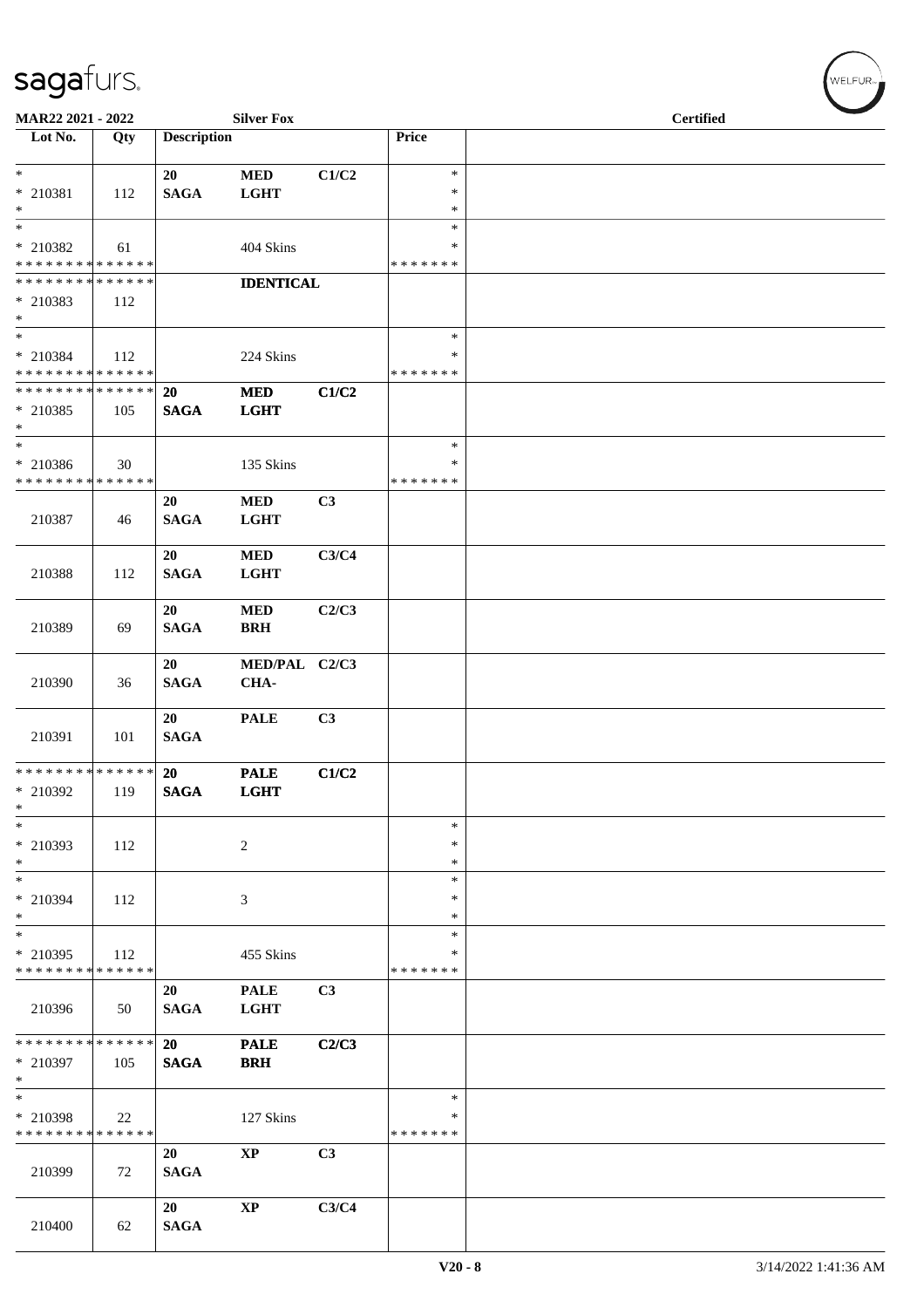MAR22 2021 - 2022 Silver Fox Certified

| Lot No. | Qty | Description | | | Price | |
|---|---|---|---|---|---|---|
| * <br> * 210381 <br> * | 112 | 20 <br> SAGA | MED <br> LGHT | C1/C2 | * <br> * <br> * | |
| * <br> * 210382 <br> * * * * * * * * * * * * * * | 61 | | 404 Skins | | * <br> * <br> * * * * * * * | |
| * * * * * * * * * * * * * * <br> * 210383 <br> * | 112 | | IDENTICAL | | | |
| * <br> * 210384 <br> * * * * * * * * * * * * * * | 112 | | 224 Skins | | * <br> * <br> * * * * * * * | |
| * * * * * * * * * * * * * * <br> * 210385 <br> * | 105 | 20 <br> SAGA | MED <br> LGHT | C1/C2 | | |
| * <br> * 210386 <br> * * * * * * * * * * * * * * | 30 | | 135 Skins | | * <br> * <br> * * * * * * * | |
| 210387 | 46 | 20 <br> SAGA | MED <br> LGHT | C3 | | |
| 210388 | 112 | 20 <br> SAGA | MED <br> LGHT | C3/C4 | | |
| 210389 | 69 | 20 <br> SAGA | MED <br> BRH | C2/C3 | | |
| 210390 | 36 | 20 <br> SAGA | MED/PAL <br> CHA- | C2/C3 | | |
| 210391 | 101 | 20 <br> SAGA | PALE | C3 | | |
| * * * * * * * * * * * * * * <br> * 210392 <br> * | 119 | 20 <br> SAGA | PALE <br> LGHT | C1/C2 | | |
| * <br> * 210393 <br> * | 112 | | 2 | | * <br> * <br> * | |
| * <br> * 210394 <br> * | 112 | | 3 | | * <br> * <br> * | |
| * <br> * 210395 <br> * * * * * * * * * * * * * * | 112 | | 455 Skins | | * <br> * <br> * * * * * * * | |
| 210396 | 50 | 20 <br> SAGA | PALE <br> LGHT | C3 | | |
| * * * * * * * * * * * * * * <br> * 210397 <br> * | 105 | 20 <br> SAGA | PALE <br> BRH | C2/C3 | | |
| * <br> * 210398 <br> * * * * * * * * * * * * * * | 22 | | 127 Skins | | * <br> * <br> * * * * * * * | |
| 210399 | 72 | 20 <br> SAGA | XP | C3 | | |
| 210400 | 62 | 20 <br> SAGA | XP | C3/C4 | | |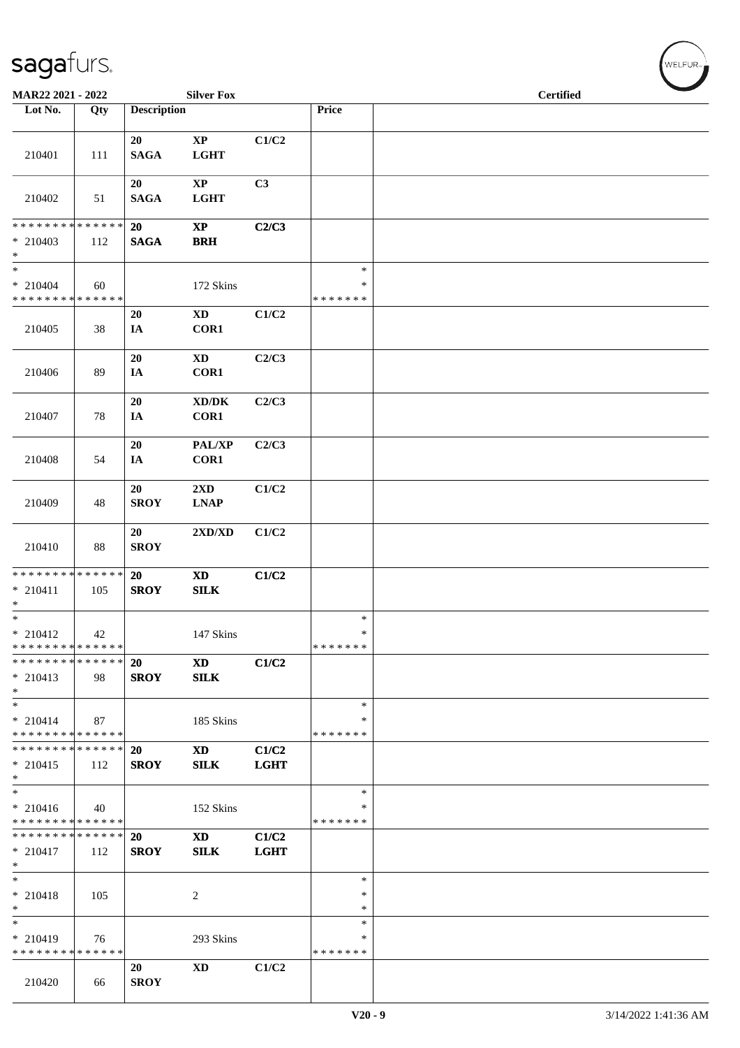MAR22 2021 - 2022 | Silver Fox | Certified

| Lot No. | Qty | Description | | | Price | |
|---|---|---|---|---|---|---|
| 210401 | 111 | 20 SAGA | XP LGHT | C1/C2 | | |
| 210402 | 51 | 20 SAGA | XP LGHT | C3 | | |
| * * * * * * * * * * * * * * * 210403 * | 112 | 20 SAGA | XP BRH | C2/C3 | | |
| * * 210404 * * * * * * * * * * * * * * | 60 | | 172 Skins | | * * * * * * * * * | |
| 210405 | 38 | 20 IA | XD COR1 | C1/C2 | | |
| 210406 | 89 | 20 IA | XD COR1 | C2/C3 | | |
| 210407 | 78 | 20 IA | XD/DK COR1 | C2/C3 | | |
| 210408 | 54 | 20 IA | PAL/XP COR1 | C2/C3 | | |
| 210409 | 48 | 20 SROY | 2XD LNAP | C1/C2 | | |
| 210410 | 88 | 20 SROY | 2XD/XD | C1/C2 | | |
| * * * * * * * * * * * * * * * 210411 * | 105 | 20 SROY | XD SILK | C1/C2 | | |
| * * 210412 * * * * * * * * * * * * * * | 42 | | 147 Skins | | * * * * * * * * * | |
| * * * * * * * * * * * * * * * 210413 * | 98 | 20 SROY | XD SILK | C1/C2 | | |
| * * 210414 * * * * * * * * * * * * * * | 87 | | 185 Skins | | * * * * * * * * * | |
| * * * * * * * * * * * * * * * 210415 * | 112 | 20 SROY | XD SILK | C1/C2 LGHT | | |
| * * 210416 * * * * * * * * * * * * * * | 40 | | 152 Skins | | * * * * * * * * * | |
| * * * * * * * * * * * * * * * 210417 * | 112 | 20 SROY | XD SILK | C1/C2 LGHT | | |
| * * 210418 * | 105 | | 2 | | * * * | |
| * * 210419 * * * * * * * * * * * * * * | 76 | | 293 Skins | | * * * * * * * * * | |
| 210420 | 66 | 20 SROY | XD | C1/C2 | | |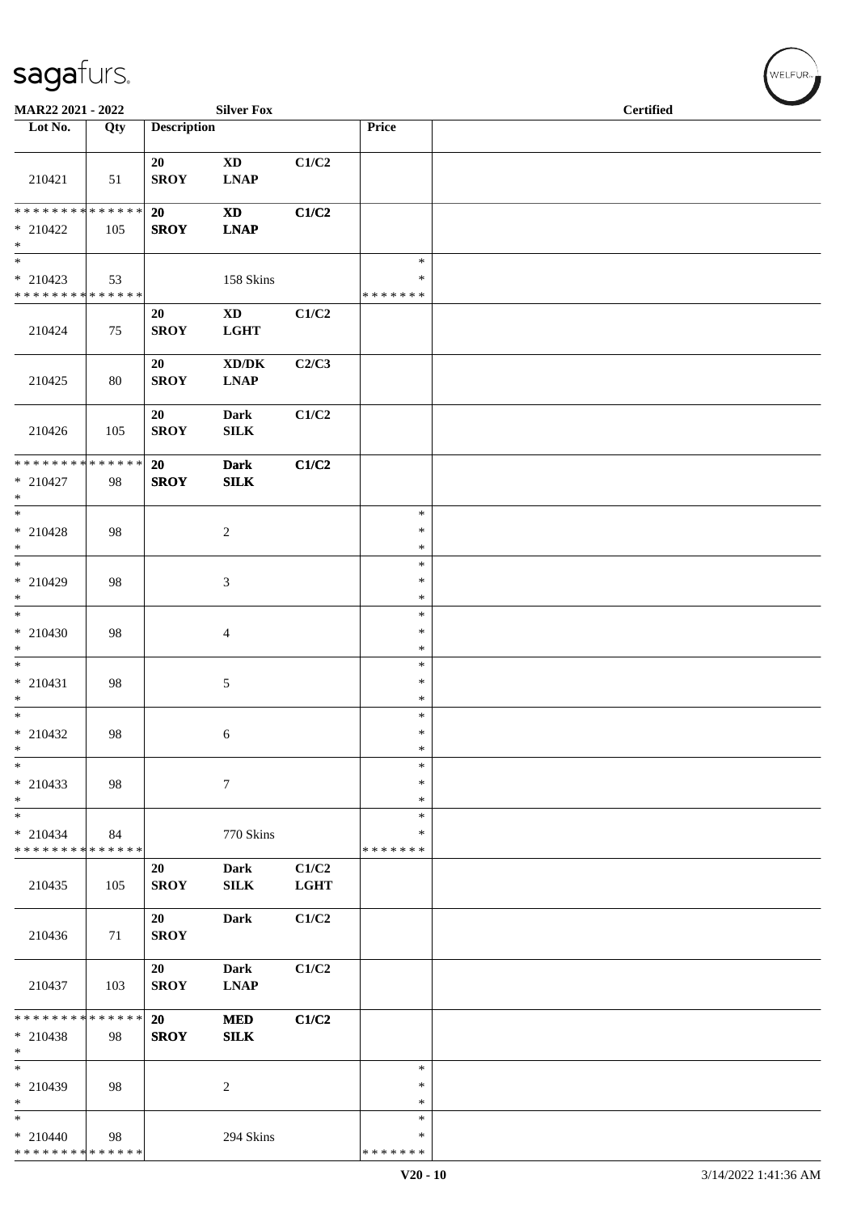| Lot No. | Qty | Description | | | Price | |
|---|---|---|---|---|---|---|
| 210421 | 51 | 20 SROY | XD LNAP | C1/C2 | | |
| * * * * * * * * * * * * * * 210422 * | 105 | 20 SROY | XD LNAP | C1/C2 | | |
| * * 210423 * * * * * * * * * * * * * | 53 | | 158 Skins | | * * * * * * * * * | |
| 210424 | 75 | 20 SROY | XD LGHT | C1/C2 | | |
| 210425 | 80 | 20 SROY | XD/DK LNAP | C2/C3 | | |
| 210426 | 105 | 20 SROY | Dark SILK | C1/C2 | | |
| * * * * * * * * * * * * * * 210427 * | 98 | 20 SROY | Dark SILK | C1/C2 | | |
| * * 210428 * | 98 | | 2 | | * * * | |
| * * 210429 * | 98 | | 3 | | * * * | |
| * * 210430 * | 98 | | 4 | | * * * | |
| * * 210431 * | 98 | | 5 | | * * * | |
| * * 210432 * | 98 | | 6 | | * * * | |
| * * 210433 * | 98 | | 7 | | * * * | |
| * * 210434 * * * * * * * * * * * * * | 84 | | 770 Skins | | * * * * * * * * * | |
| 210435 | 105 | 20 SROY | Dark SILK | C1/C2 LGHT | | |
| 210436 | 71 | 20 SROY | Dark | C1/C2 | | |
| 210437 | 103 | 20 SROY | Dark LNAP | C1/C2 | | |
| * * * * * * * * * * * * * * 210438 * | 98 | 20 SROY | MED SILK | C1/C2 | | |
| * * 210439 * | 98 | | 2 | | * * * | |
| * * 210440 * * * * * * * * * * * * * | 98 | | 294 Skins | | * * * * * * * * * | |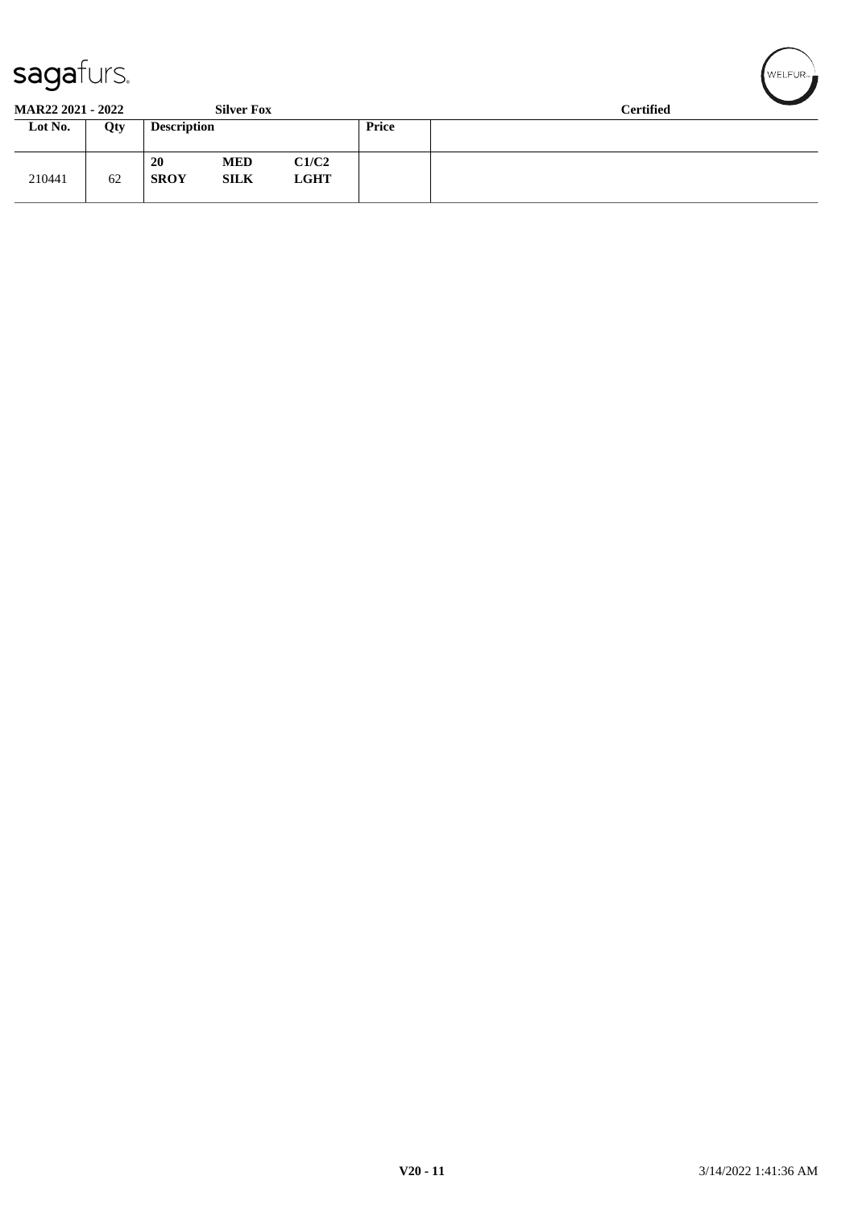MAR22 2021 - 2022 Silver Fox Certified

| Lot No. | Qty | Description | | | Price | |
|---|---|---|---|---|---|---|
| 210441 | 62 | **20** **SROY** | **MED** **SILK** | **C1/C2** **LGHT** | | |